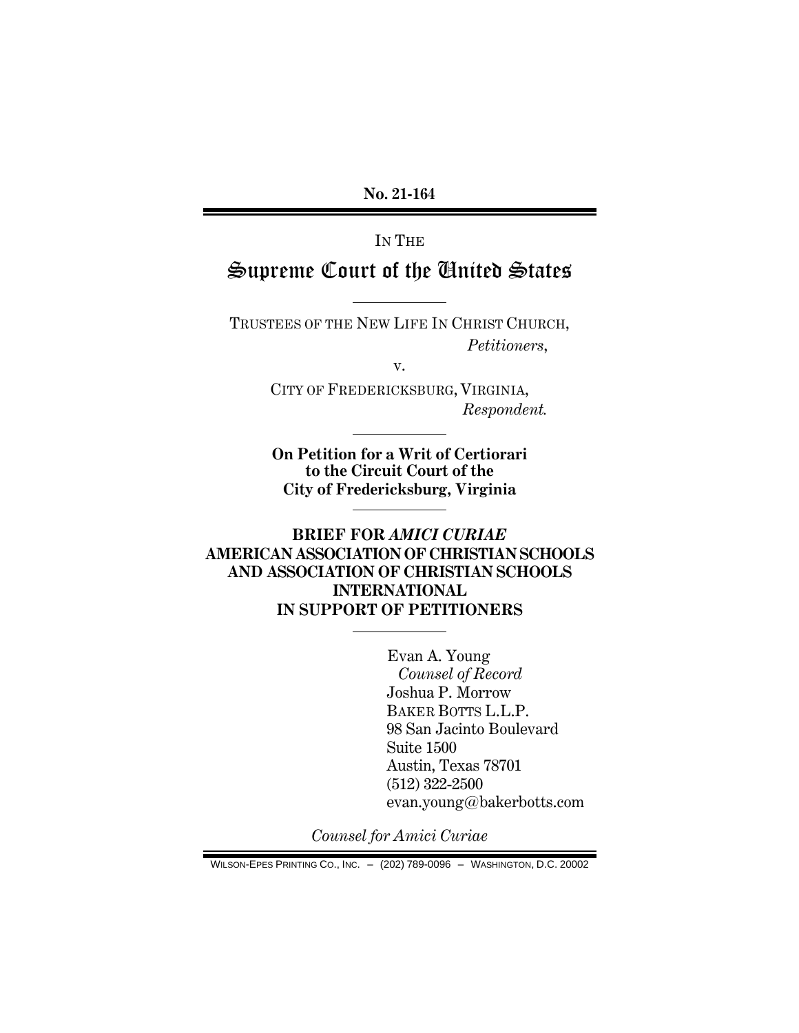**No. 21-164**

IN THE

# Supreme Court of the United States

TRUSTEES OF THE NEW LIFE IN CHRIST CHURCH,
*Petitioners*,

v.

CITY OF FREDERICKSBURG, VIRGINIA,
*Respondent.*

**On Petition for a Writ of Certiorari to the Circuit Court of the City of Fredericksburg, Virginia**

**BRIEF FOR *AMICI CURIAE* AMERICAN ASSOCIATION OF CHRISTIAN SCHOOLS AND ASSOCIATION OF CHRISTIAN SCHOOLS INTERNATIONAL IN SUPPORT OF PETITIONERS**

Evan A. Young
*Counsel of Record*
Joshua P. Morrow
BAKER BOTTS L.L.P.
98 San Jacinto Boulevard
Suite 1500
Austin, Texas 78701
(512) 322-2500
evan.young@bakerbotts.com

*Counsel for Amici Curiae*

WILSON-EPES PRINTING CO., INC. – (202) 789-0096 – WASHINGTON, D.C. 20002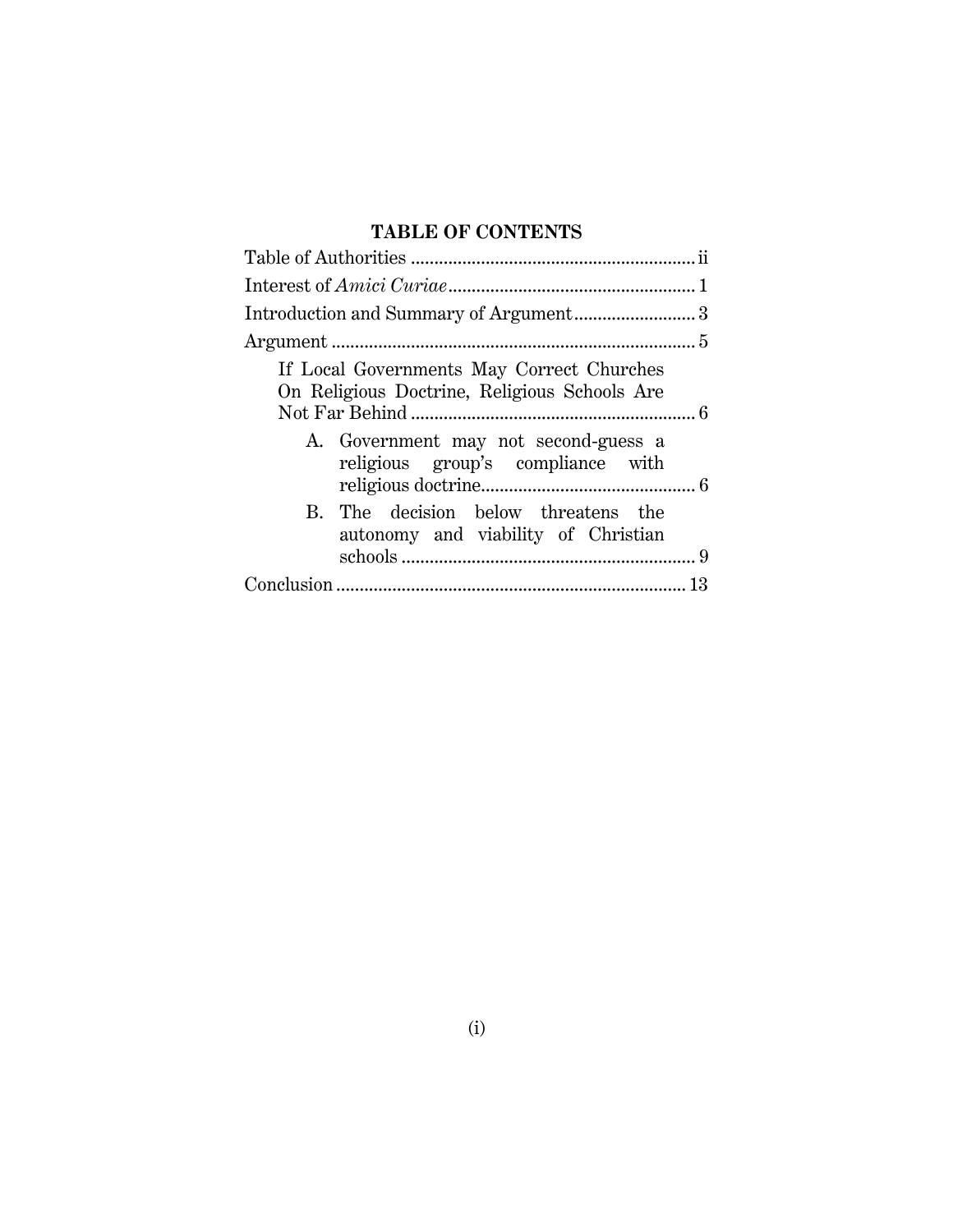## TABLE OF CONTENTS

Table of Authorities .......................................................... ii

Interest of *Amici Curiae* .................................................. 1

Introduction and Summary of Argument ........................ 3

Argument ........................................................................... 5

- If Local Governments May Correct Churches On Religious Doctrine, Religious Schools Are Not Far Behind ............................................................ 6
  - A. Government may not second-guess a religious group's compliance with religious doctrine ............................................ 6
  - B. The decision below threatens the autonomy and viability of Christian schools ............................................................ 9

Conclusion ......................................................................... 13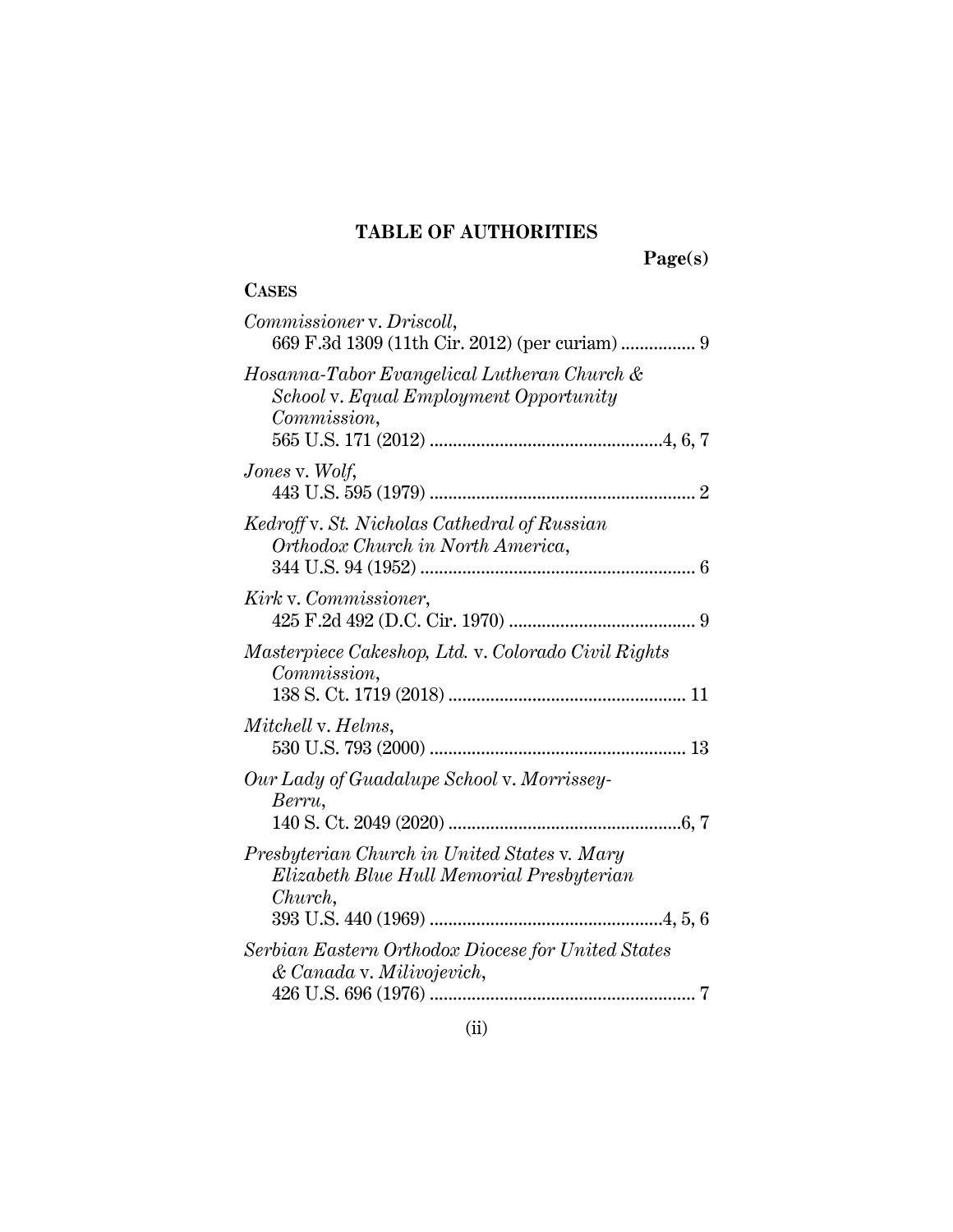# TABLE OF AUTHORITIES

**Page(s)**

**CASES**

*Commissioner* v. *Driscoll*,
669 F.3d 1309 (11th Cir. 2012) (per curiam) ................ 9

*Hosanna-Tabor Evangelical Lutheran Church & School* v. *Equal Employment Opportunity Commission*,
565 U.S. 171 (2012) ..................................................4, 6, 7

*Jones* v. *Wolf*,
443 U.S. 595 (1979) ......................................................... 2

*Kedroff* v. *St. Nicholas Cathedral of Russian Orthodox Church in North America*,
344 U.S. 94 (1952) ........................................................... 6

*Kirk* v. *Commissioner*,
425 F.2d 492 (D.C. Cir. 1970) ........................................ 9

*Masterpiece Cakeshop, Ltd.* v. *Colorado Civil Rights Commission*,
138 S. Ct. 1719 (2018) ................................................... 11

*Mitchell* v. *Helms*,
530 U.S. 793 (2000) ....................................................... 13

*Our Lady of Guadalupe School* v. *Morrissey-Berru*,
140 S. Ct. 2049 (2020) ..................................................6, 7

*Presbyterian Church in United States* v. *Mary Elizabeth Blue Hull Memorial Presbyterian Church*,
393 U.S. 440 (1969) ..................................................4, 5, 6

*Serbian Eastern Orthodox Diocese for United States & Canada* v. *Milivojevich*,
426 U.S. 696 (1976) ......................................................... 7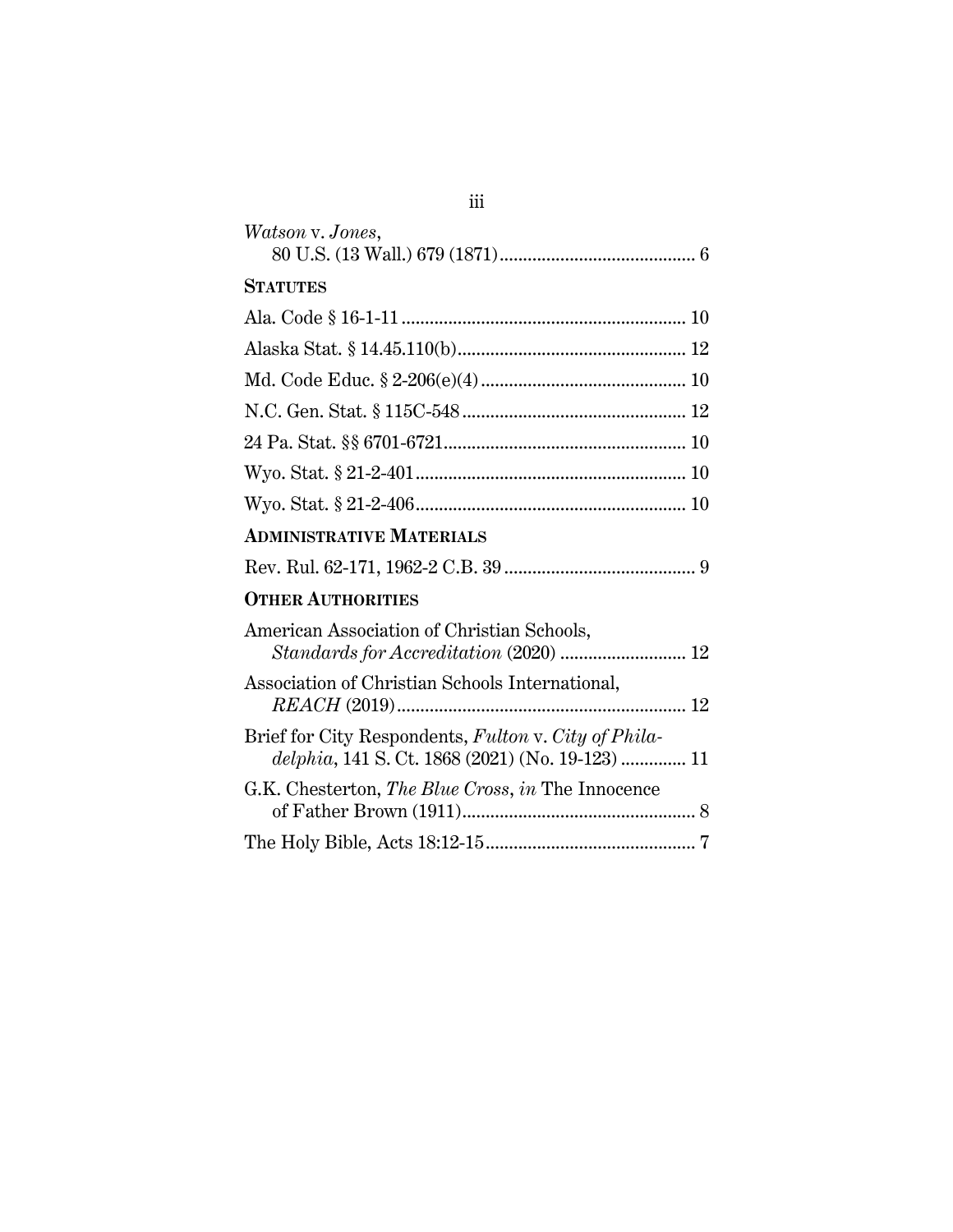*Watson* v. *Jones*,
80 U.S. (13 Wall.) 679 (1871) .......................................... 6

**STATUTES**

Ala. Code § 16-1-11 ............................................................ 10

Alaska Stat. § 14.45.110(b) ................................................ 12

Md. Code Educ. § 2-206(e)(4) ........................................... 10

N.C. Gen. Stat. § 115C-548 ............................................... 12

24 Pa. Stat. §§ 6701-6721 ................................................... 10

Wyo. Stat. § 21-2-401 ......................................................... 10

Wyo. Stat. § 21-2-406 ......................................................... 10

**ADMINISTRATIVE MATERIALS**

Rev. Rul. 62-171, 1962-2 C.B. 39 ......................................... 9

**OTHER AUTHORITIES**

American Association of Christian Schools,
*Standards for Accreditation* (2020) .......................... 12

Association of Christian Schools International,
*REACH* (2019) ............................................................. 12

Brief for City Respondents, *Fulton* v. *City of Philadelphia*, 141 S. Ct. 1868 (2021) (No. 19-123) ............. 11

G.K. Chesterton, *The Blue Cross*, *in* The Innocence of Father Brown (1911) .................................................. 8

The Holy Bible, Acts 18:12-15 ............................................ 7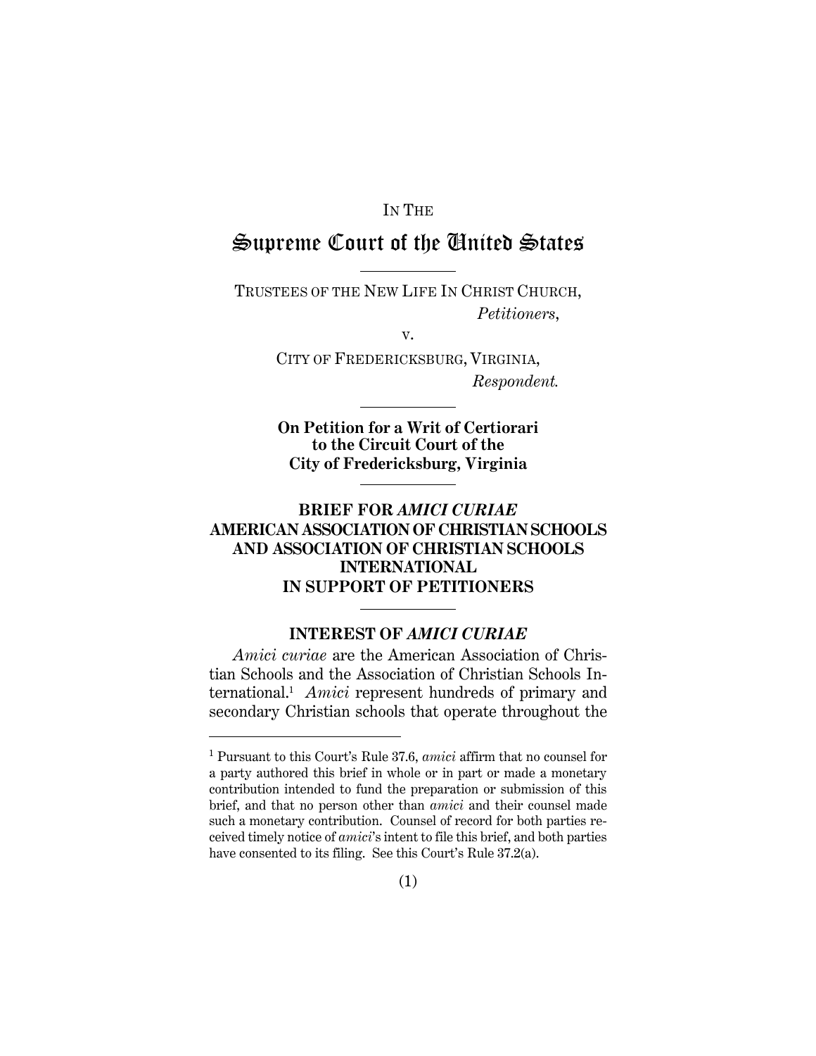IN THE

# Supreme Court of the United States

---

TRUSTEES OF THE NEW LIFE IN CHRIST CHURCH,
*Petitioners*,

v.

CITY OF FREDERICKSBURG, VIRGINIA,
*Respondent.*

---

**On Petition for a Writ of Certiorari to the Circuit Court of the City of Fredericksburg, Virginia**

---

## BRIEF FOR *AMICI CURIAE* AMERICAN ASSOCIATION OF CHRISTIAN SCHOOLS AND ASSOCIATION OF CHRISTIAN SCHOOLS INTERNATIONAL IN SUPPORT OF PETITIONERS

---

### INTEREST OF *AMICI CURIAE*

*Amici curiae* are the American Association of Christian Schools and the Association of Christian Schools International.[1] *Amici* represent hundreds of primary and secondary Christian schools that operate throughout the

---

[1] Pursuant to this Court's Rule 37.6, *amici* affirm that no counsel for a party authored this brief in whole or in part or made a monetary contribution intended to fund the preparation or submission of this brief, and that no person other than *amici* and their counsel made such a monetary contribution. Counsel of record for both parties received timely notice of *amici*'s intent to file this brief, and both parties have consented to its filing. See this Court's Rule 37.2(a).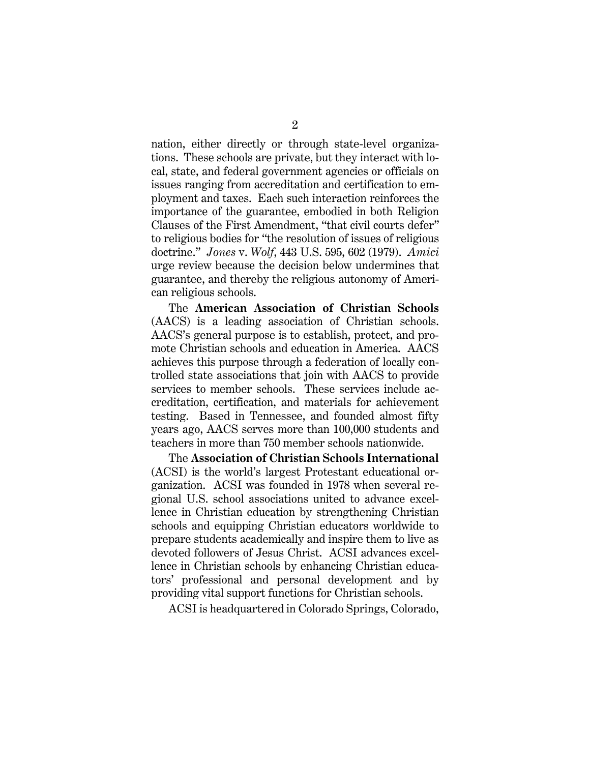nation, either directly or through state-level organizations. These schools are private, but they interact with local, state, and federal government agencies or officials on issues ranging from accreditation and certification to employment and taxes. Each such interaction reinforces the importance of the guarantee, embodied in both Religion Clauses of the First Amendment, "that civil courts defer" to religious bodies for "the resolution of issues of religious doctrine." *Jones* v. *Wolf*, 443 U.S. 595, 602 (1979). *Amici* urge review because the decision below undermines that guarantee, and thereby the religious autonomy of American religious schools.

The **American Association of Christian Schools** (AACS) is a leading association of Christian schools. AACS's general purpose is to establish, protect, and promote Christian schools and education in America. AACS achieves this purpose through a federation of locally controlled state associations that join with AACS to provide services to member schools. These services include accreditation, certification, and materials for achievement testing. Based in Tennessee, and founded almost fifty years ago, AACS serves more than 100,000 students and teachers in more than 750 member schools nationwide.

The **Association of Christian Schools International** (ACSI) is the world's largest Protestant educational organization. ACSI was founded in 1978 when several regional U.S. school associations united to advance excellence in Christian education by strengthening Christian schools and equipping Christian educators worldwide to prepare students academically and inspire them to live as devoted followers of Jesus Christ. ACSI advances excellence in Christian schools by enhancing Christian educators' professional and personal development and by providing vital support functions for Christian schools.

ACSI is headquartered in Colorado Springs, Colorado,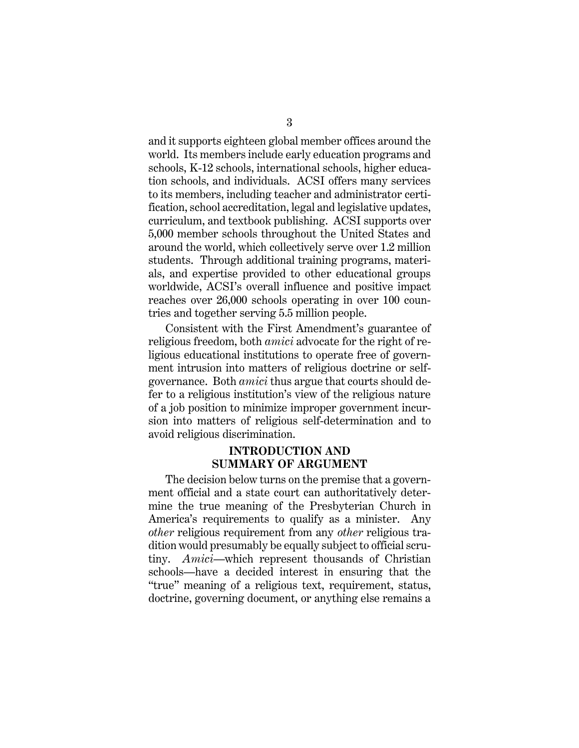and it supports eighteen global member offices around the world. Its members include early education programs and schools, K-12 schools, international schools, higher education schools, and individuals. ACSI offers many services to its members, including teacher and administrator certification, school accreditation, legal and legislative updates, curriculum, and textbook publishing. ACSI supports over 5,000 member schools throughout the United States and around the world, which collectively serve over 1.2 million students. Through additional training programs, materials, and expertise provided to other educational groups worldwide, ACSI's overall influence and positive impact reaches over 26,000 schools operating in over 100 countries and together serving 5.5 million people.

Consistent with the First Amendment's guarantee of religious freedom, both *amici* advocate for the right of religious educational institutions to operate free of government intrusion into matters of religious doctrine or self-governance. Both *amici* thus argue that courts should defer to a religious institution's view of the religious nature of a job position to minimize improper government incursion into matters of religious self-determination and to avoid religious discrimination.

## INTRODUCTION AND SUMMARY OF ARGUMENT

The decision below turns on the premise that a government official and a state court can authoritatively determine the true meaning of the Presbyterian Church in America's requirements to qualify as a minister. Any *other* religious requirement from any *other* religious tradition would presumably be equally subject to official scrutiny. *Amici*—which represent thousands of Christian schools—have a decided interest in ensuring that the "true" meaning of a religious text, requirement, status, doctrine, governing document, or anything else remains a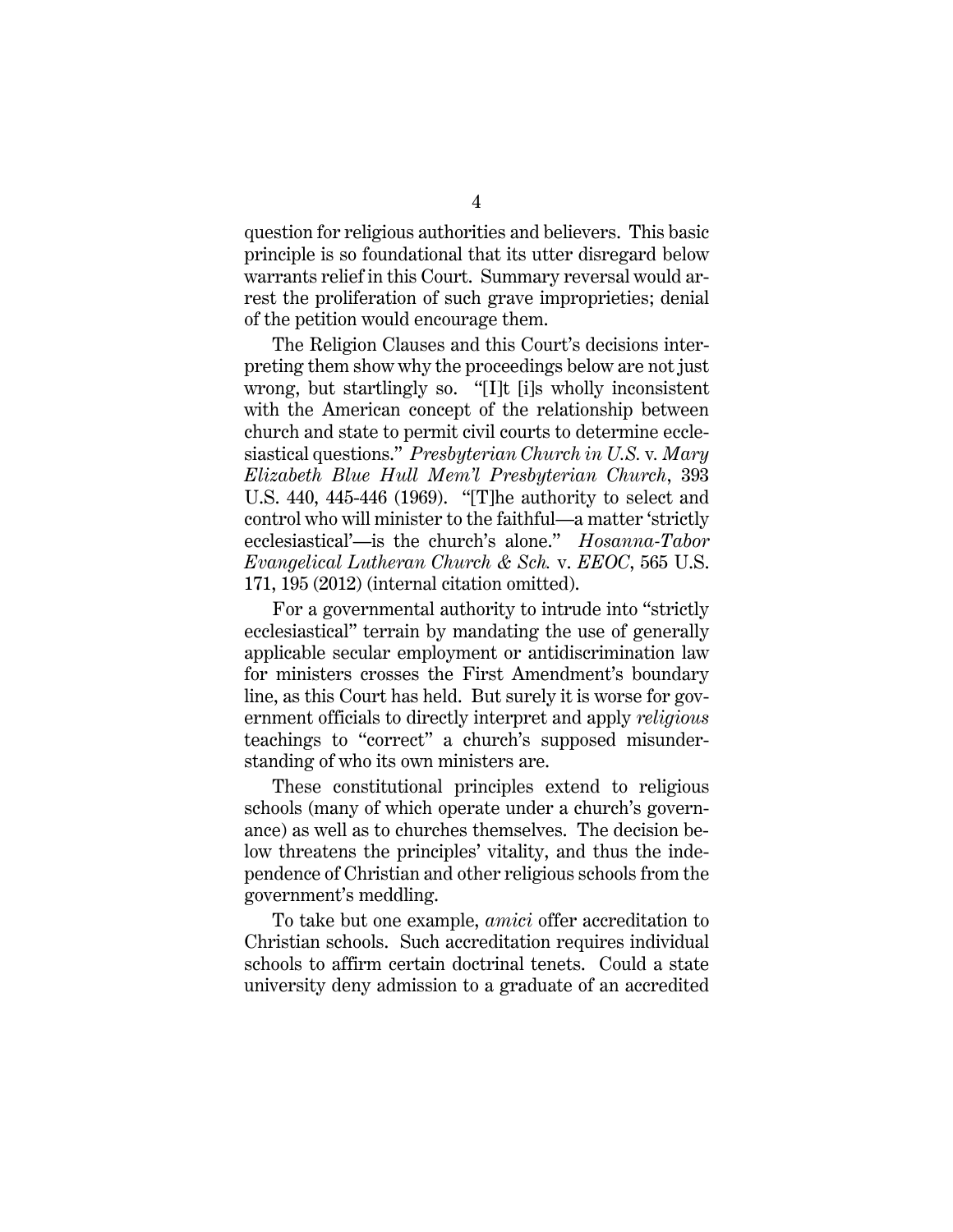question for religious authorities and believers. This basic principle is so foundational that its utter disregard below warrants relief in this Court. Summary reversal would arrest the proliferation of such grave improprieties; denial of the petition would encourage them.

The Religion Clauses and this Court's decisions interpreting them show why the proceedings below are not just wrong, but startlingly so. "[I]t [i]s wholly inconsistent with the American concept of the relationship between church and state to permit civil courts to determine ecclesiastical questions." *Presbyterian Church in U.S.* v. *Mary Elizabeth Blue Hull Mem'l Presbyterian Church*, 393 U.S. 440, 445-446 (1969). "[T]he authority to select and control who will minister to the faithful—a matter 'strictly ecclesiastical'—is the church's alone." *Hosanna-Tabor Evangelical Lutheran Church & Sch.* v. *EEOC*, 565 U.S. 171, 195 (2012) (internal citation omitted).

For a governmental authority to intrude into "strictly ecclesiastical" terrain by mandating the use of generally applicable secular employment or antidiscrimination law for ministers crosses the First Amendment's boundary line, as this Court has held. But surely it is worse for government officials to directly interpret and apply *religious* teachings to "correct" a church's supposed misunderstanding of who its own ministers are.

These constitutional principles extend to religious schools (many of which operate under a church's governance) as well as to churches themselves. The decision below threatens the principles' vitality, and thus the independence of Christian and other religious schools from the government's meddling.

To take but one example, *amici* offer accreditation to Christian schools. Such accreditation requires individual schools to affirm certain doctrinal tenets. Could a state university deny admission to a graduate of an accredited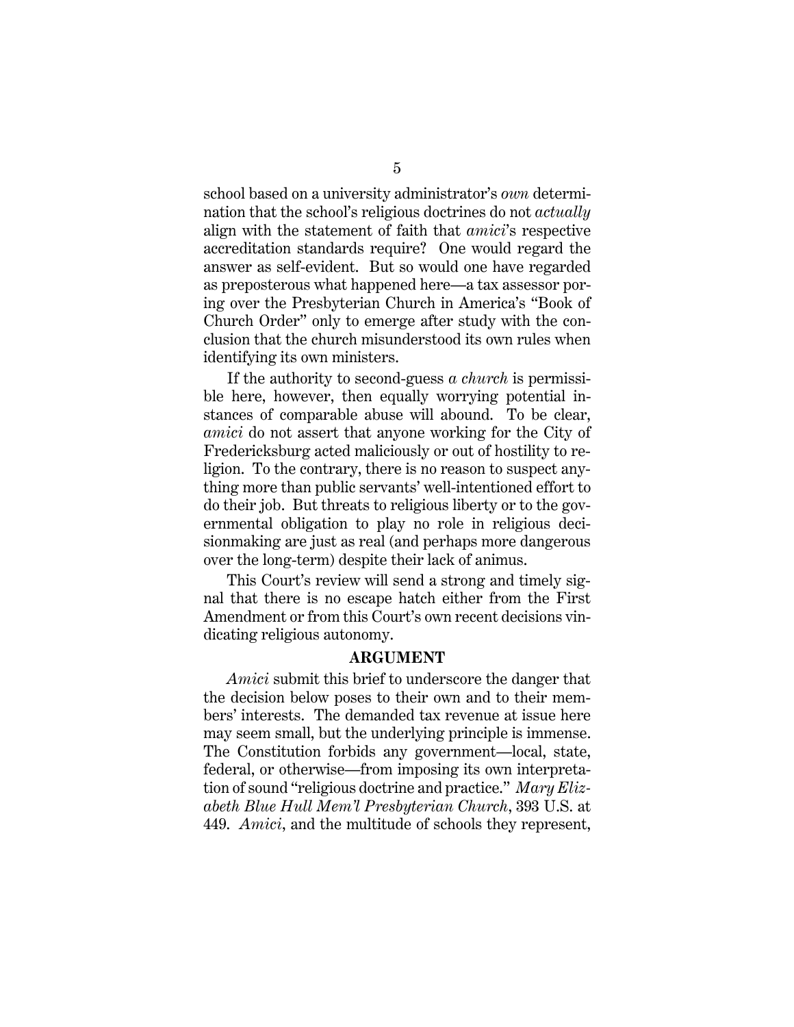school based on a university administrator's *own* determination that the school's religious doctrines do not *actually* align with the statement of faith that *amici*'s respective accreditation standards require? One would regard the answer as self-evident. But so would one have regarded as preposterous what happened here—a tax assessor poring over the Presbyterian Church in America's "Book of Church Order" only to emerge after study with the conclusion that the church misunderstood its own rules when identifying its own ministers.

If the authority to second-guess *a church* is permissible here, however, then equally worrying potential instances of comparable abuse will abound. To be clear, *amici* do not assert that anyone working for the City of Fredericksburg acted maliciously or out of hostility to religion. To the contrary, there is no reason to suspect anything more than public servants' well-intentioned effort to do their job. But threats to religious liberty or to the governmental obligation to play no role in religious decisionmaking are just as real (and perhaps more dangerous over the long-term) despite their lack of animus.

This Court's review will send a strong and timely signal that there is no escape hatch either from the First Amendment or from this Court's own recent decisions vindicating religious autonomy.

## ARGUMENT

*Amici* submit this brief to underscore the danger that the decision below poses to their own and to their members' interests. The demanded tax revenue at issue here may seem small, but the underlying principle is immense. The Constitution forbids any government—local, state, federal, or otherwise—from imposing its own interpretation of sound "religious doctrine and practice." *Mary Elizabeth Blue Hull Mem'l Presbyterian Church*, 393 U.S. at 449. *Amici*, and the multitude of schools they represent,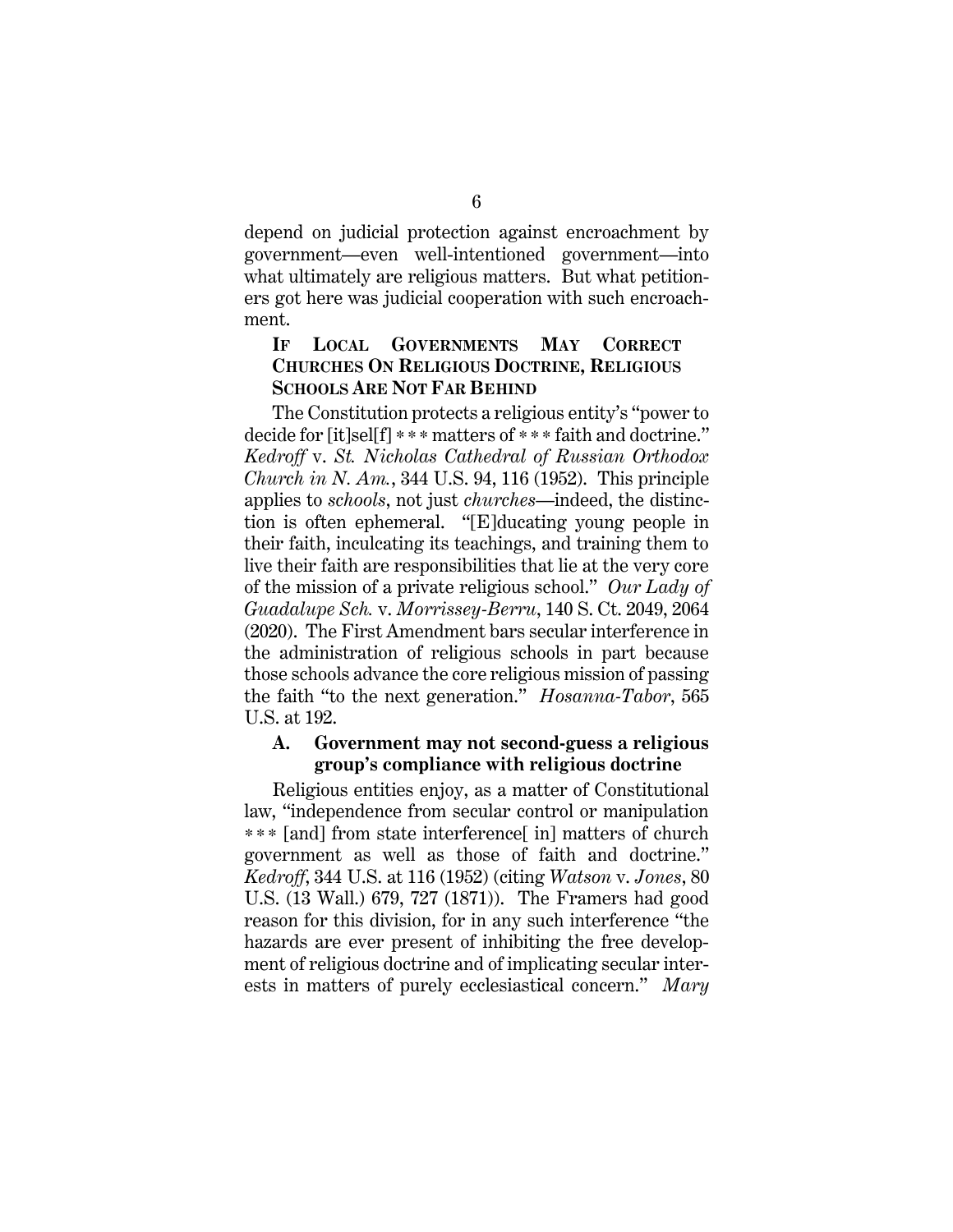depend on judicial protection against encroachment by government—even well-intentioned government—into what ultimately are religious matters. But what petitioners got here was judicial cooperation with such encroachment.

## IF LOCAL GOVERNMENTS MAY CORRECT CHURCHES ON RELIGIOUS DOCTRINE, RELIGIOUS SCHOOLS ARE NOT FAR BEHIND

The Constitution protects a religious entity's "power to decide for [it]sel[f] * * * matters of * * * faith and doctrine." *Kedroff* v. *St. Nicholas Cathedral of Russian Orthodox Church in N. Am.*, 344 U.S. 94, 116 (1952). This principle applies to *schools*, not just *churches*—indeed, the distinction is often ephemeral. "[E]ducating young people in their faith, inculcating its teachings, and training them to live their faith are responsibilities that lie at the very core of the mission of a private religious school." *Our Lady of Guadalupe Sch.* v. *Morrissey-Berru*, 140 S. Ct. 2049, 2064 (2020). The First Amendment bars secular interference in the administration of religious schools in part because those schools advance the core religious mission of passing the faith "to the next generation." *Hosanna-Tabor*, 565 U.S. at 192.

### A. Government may not second-guess a religious group's compliance with religious doctrine

Religious entities enjoy, as a matter of Constitutional law, "independence from secular control or manipulation * * * [and] from state interference[ in] matters of church government as well as those of faith and doctrine." *Kedroff*, 344 U.S. at 116 (1952) (citing *Watson* v. *Jones*, 80 U.S. (13 Wall.) 679, 727 (1871)). The Framers had good reason for this division, for in any such interference "the hazards are ever present of inhibiting the free development of religious doctrine and of implicating secular interests in matters of purely ecclesiastical concern." *Mary*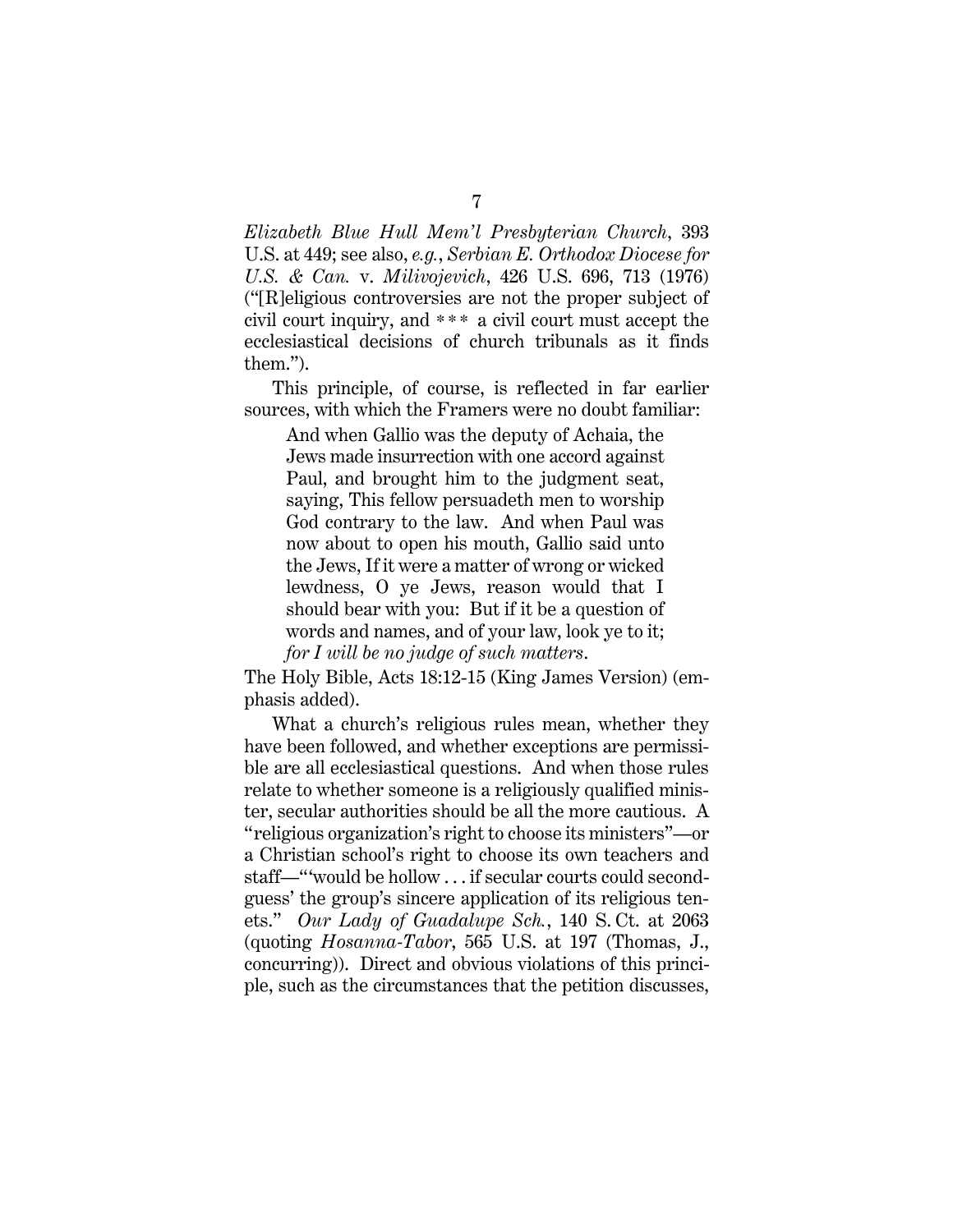*Elizabeth Blue Hull Mem'l Presbyterian Church*, 393 U.S. at 449; see also, *e.g.*, *Serbian E. Orthodox Diocese for U.S. & Can.* v. *Milivojevich*, 426 U.S. 696, 713 (1976) ("[R]eligious controversies are not the proper subject of civil court inquiry, and * * * a civil court must accept the ecclesiastical decisions of church tribunals as it finds them.").

This principle, of course, is reflected in far earlier sources, with which the Framers were no doubt familiar:

> And when Gallio was the deputy of Achaia, the Jews made insurrection with one accord against Paul, and brought him to the judgment seat, saying, This fellow persuadeth men to worship God contrary to the law. And when Paul was now about to open his mouth, Gallio said unto the Jews, If it were a matter of wrong or wicked lewdness, O ye Jews, reason would that I should bear with you: But if it be a question of words and names, and of your law, look ye to it; *for I will be no judge of such matters*.

The Holy Bible, Acts 18:12-15 (King James Version) (emphasis added).

What a church's religious rules mean, whether they have been followed, and whether exceptions are permissible are all ecclesiastical questions. And when those rules relate to whether someone is a religiously qualified minister, secular authorities should be all the more cautious. A "religious organization's right to choose its ministers"—or a Christian school's right to choose its own teachers and staff—"'would be hollow . . . if secular courts could second-guess' the group's sincere application of its religious tenets." *Our Lady of Guadalupe Sch.*, 140 S. Ct. at 2063 (quoting *Hosanna-Tabor*, 565 U.S. at 197 (Thomas, J., concurring)). Direct and obvious violations of this principle, such as the circumstances that the petition discusses,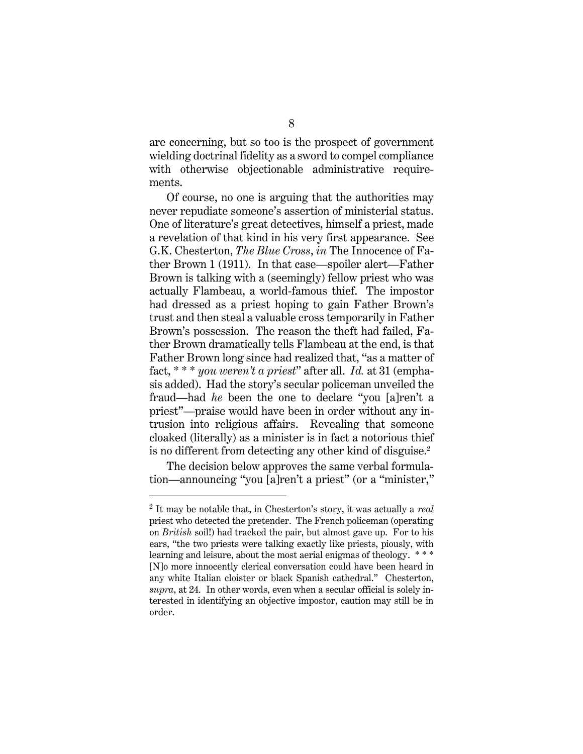are concerning, but so too is the prospect of government wielding doctrinal fidelity as a sword to compel compliance with otherwise objectionable administrative requirements.

Of course, no one is arguing that the authorities may never repudiate someone's assertion of ministerial status. One of literature's great detectives, himself a priest, made a revelation of that kind in his very first appearance. See G.K. Chesterton, *The Blue Cross*, *in* The Innocence of Father Brown 1 (1911). In that case—spoiler alert—Father Brown is talking with a (seemingly) fellow priest who was actually Flambeau, a world-famous thief. The impostor had dressed as a priest hoping to gain Father Brown's trust and then steal a valuable cross temporarily in Father Brown's possession. The reason the theft had failed, Father Brown dramatically tells Flambeau at the end, is that Father Brown long since had realized that, "as a matter of fact, * * * *you weren't a priest*" after all. *Id.* at 31 (emphasis added). Had the story's secular policeman unveiled the fraud—had *he* been the one to declare "you [a]ren't a priest"—praise would have been in order without any intrusion into religious affairs. Revealing that someone cloaked (literally) as a minister is in fact a notorious thief is no different from detecting any other kind of disguise.[2]

The decision below approves the same verbal formulation—announcing "you [a]ren't a priest" (or a "minister,"

---

[2] It may be notable that, in Chesterton's story, it was actually a *real* priest who detected the pretender. The French policeman (operating on *British* soil!) had tracked the pair, but almost gave up. For to his ears, "the two priests were talking exactly like priests, piously, with learning and leisure, about the most aerial enigmas of theology. * * * [N]o more innocently clerical conversation could have been heard in any white Italian cloister or black Spanish cathedral." Chesterton, *supra*, at 24. In other words, even when a secular official is solely interested in identifying an objective impostor, caution may still be in order.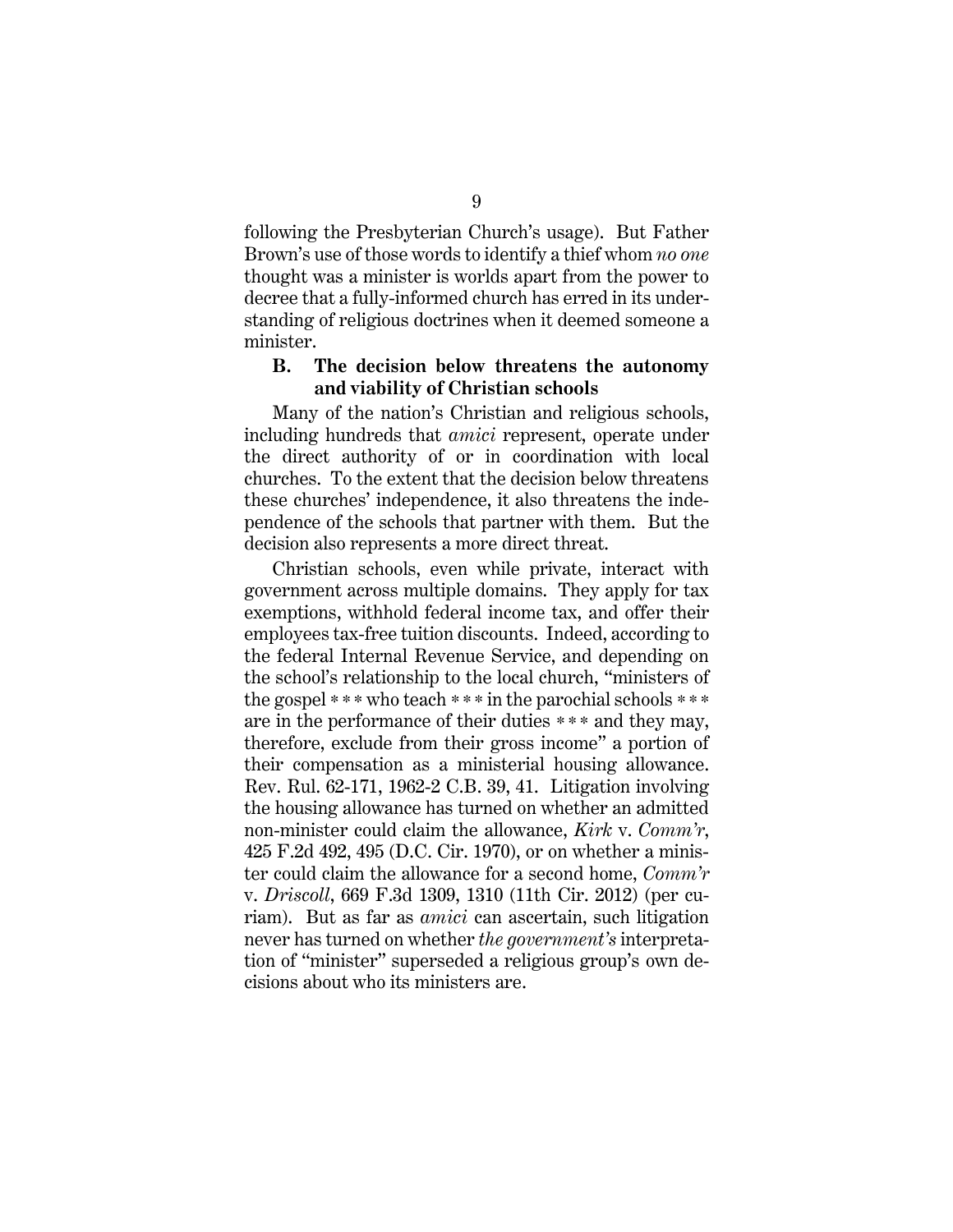following the Presbyterian Church's usage). But Father Brown's use of those words to identify a thief whom *no one* thought was a minister is worlds apart from the power to decree that a fully-informed church has erred in its understanding of religious doctrines when it deemed someone a minister.

### B. The decision below threatens the autonomy and viability of Christian schools

Many of the nation's Christian and religious schools, including hundreds that *amici* represent, operate under the direct authority of or in coordination with local churches. To the extent that the decision below threatens these churches' independence, it also threatens the independence of the schools that partner with them. But the decision also represents a more direct threat.

Christian schools, even while private, interact with government across multiple domains. They apply for tax exemptions, withhold federal income tax, and offer their employees tax-free tuition discounts. Indeed, according to the federal Internal Revenue Service, and depending on the school's relationship to the local church, "ministers of the gospel * * * who teach * * * in the parochial schools * * * are in the performance of their duties * * * and they may, therefore, exclude from their gross income" a portion of their compensation as a ministerial housing allowance. Rev. Rul. 62-171, 1962-2 C.B. 39, 41. Litigation involving the housing allowance has turned on whether an admitted non-minister could claim the allowance, *Kirk* v. *Comm'r*, 425 F.2d 492, 495 (D.C. Cir. 1970), or on whether a minister could claim the allowance for a second home, *Comm'r* v. *Driscoll*, 669 F.3d 1309, 1310 (11th Cir. 2012) (per curiam). But as far as *amici* can ascertain, such litigation never has turned on whether *the government's* interpretation of "minister" superseded a religious group's own decisions about who its ministers are.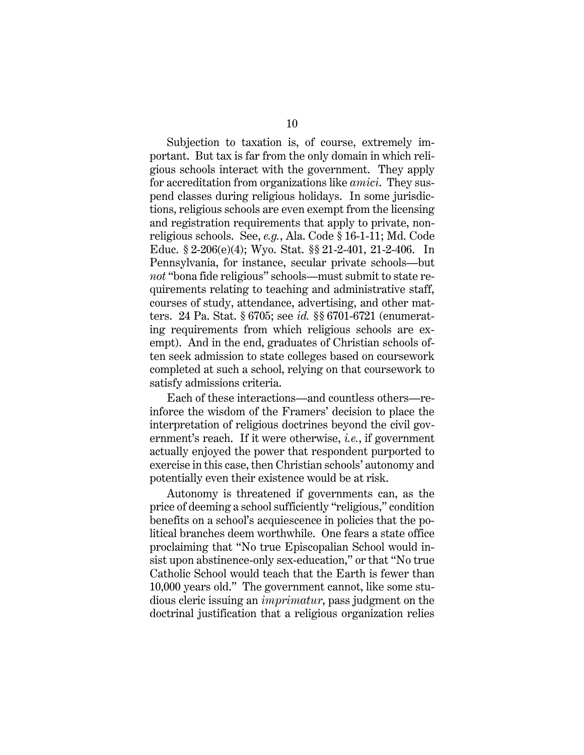Subjection to taxation is, of course, extremely important. But tax is far from the only domain in which religious schools interact with the government. They apply for accreditation from organizations like *amici*. They suspend classes during religious holidays. In some jurisdictions, religious schools are even exempt from the licensing and registration requirements that apply to private, nonreligious schools. See, *e.g.*, Ala. Code § 16-1-11; Md. Code Educ. § 2-206(e)(4); Wyo. Stat. §§ 21-2-401, 21-2-406. In Pennsylvania, for instance, secular private schools—but *not* "bona fide religious" schools—must submit to state requirements relating to teaching and administrative staff, courses of study, attendance, advertising, and other matters. 24 Pa. Stat. § 6705; see *id.* §§ 6701-6721 (enumerating requirements from which religious schools are exempt). And in the end, graduates of Christian schools often seek admission to state colleges based on coursework completed at such a school, relying on that coursework to satisfy admissions criteria.

Each of these interactions—and countless others—reinforce the wisdom of the Framers' decision to place the interpretation of religious doctrines beyond the civil government's reach. If it were otherwise, *i.e.*, if government actually enjoyed the power that respondent purported to exercise in this case, then Christian schools' autonomy and potentially even their existence would be at risk.

Autonomy is threatened if governments can, as the price of deeming a school sufficiently "religious," condition benefits on a school's acquiescence in policies that the political branches deem worthwhile. One fears a state office proclaiming that "No true Episcopalian School would insist upon abstinence-only sex-education," or that "No true Catholic School would teach that the Earth is fewer than 10,000 years old." The government cannot, like some studious cleric issuing an *imprimatur*, pass judgment on the doctrinal justification that a religious organization relies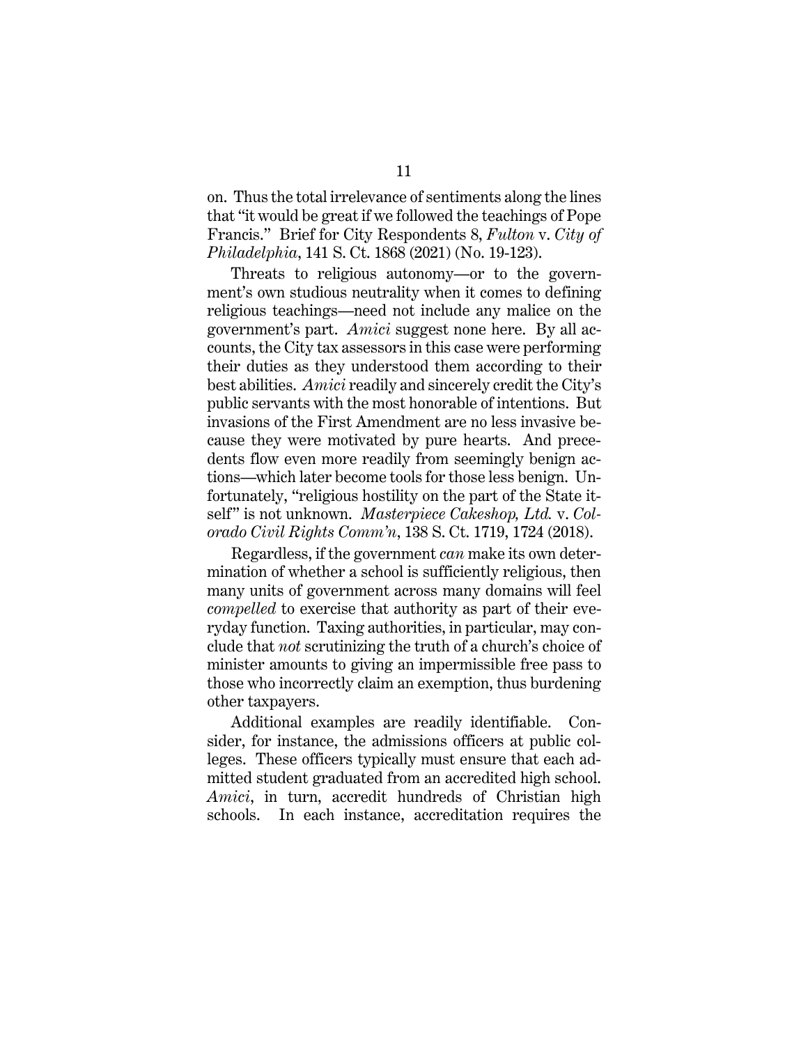on. Thus the total irrelevance of sentiments along the lines that "it would be great if we followed the teachings of Pope Francis." Brief for City Respondents 8, *Fulton* v. *City of Philadelphia*, 141 S. Ct. 1868 (2021) (No. 19-123).

Threats to religious autonomy—or to the government's own studious neutrality when it comes to defining religious teachings—need not include any malice on the government's part. *Amici* suggest none here. By all accounts, the City tax assessors in this case were performing their duties as they understood them according to their best abilities. *Amici* readily and sincerely credit the City's public servants with the most honorable of intentions. But invasions of the First Amendment are no less invasive because they were motivated by pure hearts. And precedents flow even more readily from seemingly benign actions—which later become tools for those less benign. Unfortunately, "religious hostility on the part of the State itself" is not unknown. *Masterpiece Cakeshop, Ltd.* v. *Colorado Civil Rights Comm'n*, 138 S. Ct. 1719, 1724 (2018).

Regardless, if the government *can* make its own determination of whether a school is sufficiently religious, then many units of government across many domains will feel *compelled* to exercise that authority as part of their everyday function. Taxing authorities, in particular, may conclude that *not* scrutinizing the truth of a church's choice of minister amounts to giving an impermissible free pass to those who incorrectly claim an exemption, thus burdening other taxpayers.

Additional examples are readily identifiable. Consider, for instance, the admissions officers at public colleges. These officers typically must ensure that each admitted student graduated from an accredited high school. *Amici*, in turn, accredit hundreds of Christian high schools. In each instance, accreditation requires the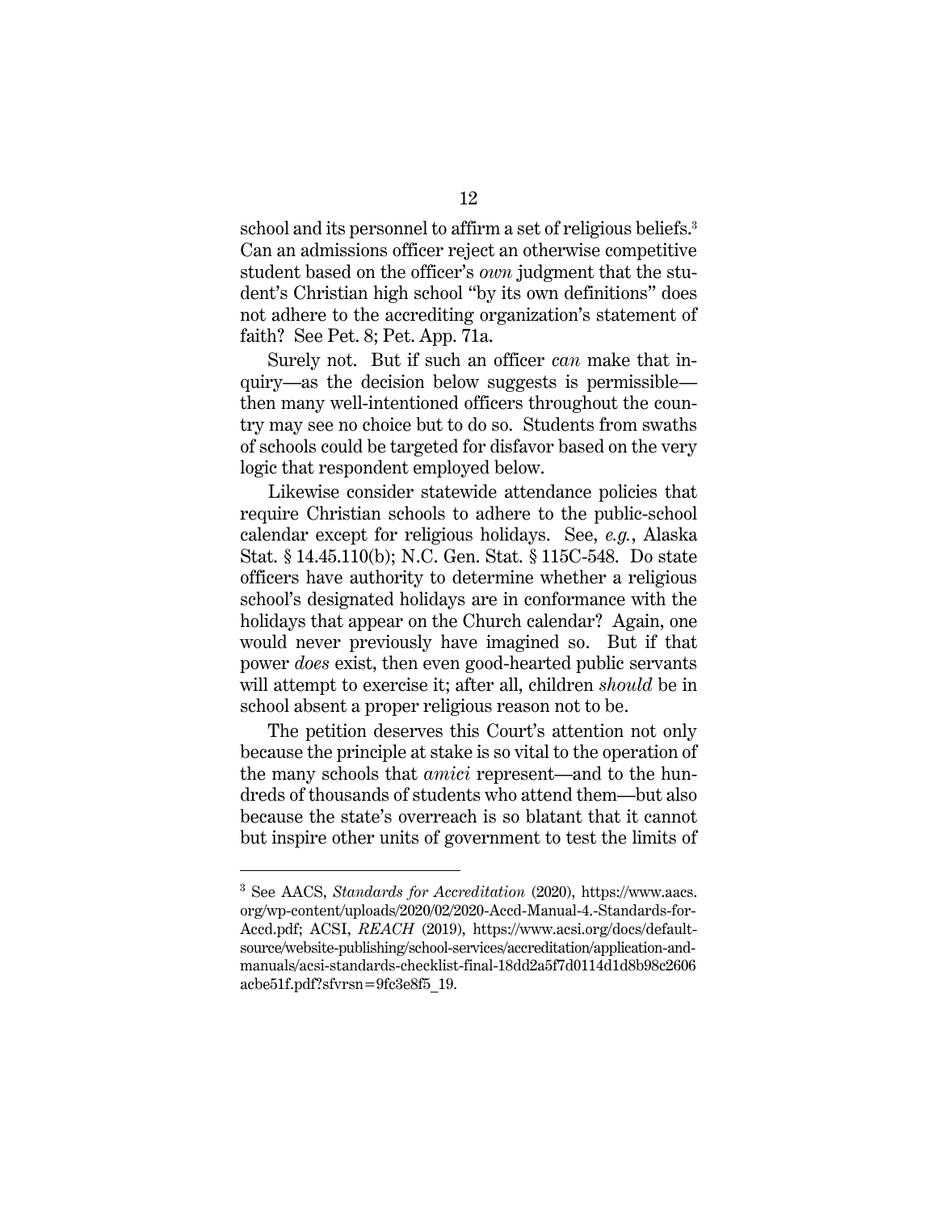school and its personnel to affirm a set of religious beliefs.[3] Can an admissions officer reject an otherwise competitive student based on the officer's *own* judgment that the student's Christian high school "by its own definitions" does not adhere to the accrediting organization's statement of faith? See Pet. 8; Pet. App. 71a.

Surely not. But if such an officer *can* make that inquiry—as the decision below suggests is permissible—then many well-intentioned officers throughout the country may see no choice but to do so. Students from swaths of schools could be targeted for disfavor based on the very logic that respondent employed below.

Likewise consider statewide attendance policies that require Christian schools to adhere to the public-school calendar except for religious holidays. See, *e.g.*, Alaska Stat. § 14.45.110(b); N.C. Gen. Stat. § 115C-548. Do state officers have authority to determine whether a religious school's designated holidays are in conformance with the holidays that appear on the Church calendar? Again, one would never previously have imagined so. But if that power *does* exist, then even good-hearted public servants will attempt to exercise it; after all, children *should* be in school absent a proper religious reason not to be.

The petition deserves this Court's attention not only because the principle at stake is so vital to the operation of the many schools that *amici* represent—and to the hundreds of thousands of students who attend them—but also because the state's overreach is so blatant that it cannot but inspire other units of government to test the limits of

---

[3] See AACS, *Standards for Accreditation* (2020), https://www.aacs.org/wp-content/uploads/2020/02/2020-Accd-Manual-4.-Standards-for-Accd.pdf; ACSI, *REACH* (2019), https://www.acsi.org/docs/default-source/website-publishing/school-services/accreditation/application-and-manuals/acsi-standards-checklist-final-18dd2a5f7d0114d1d8b98c2606acbe51f.pdf?sfvrsn=9fc3e8f5_19.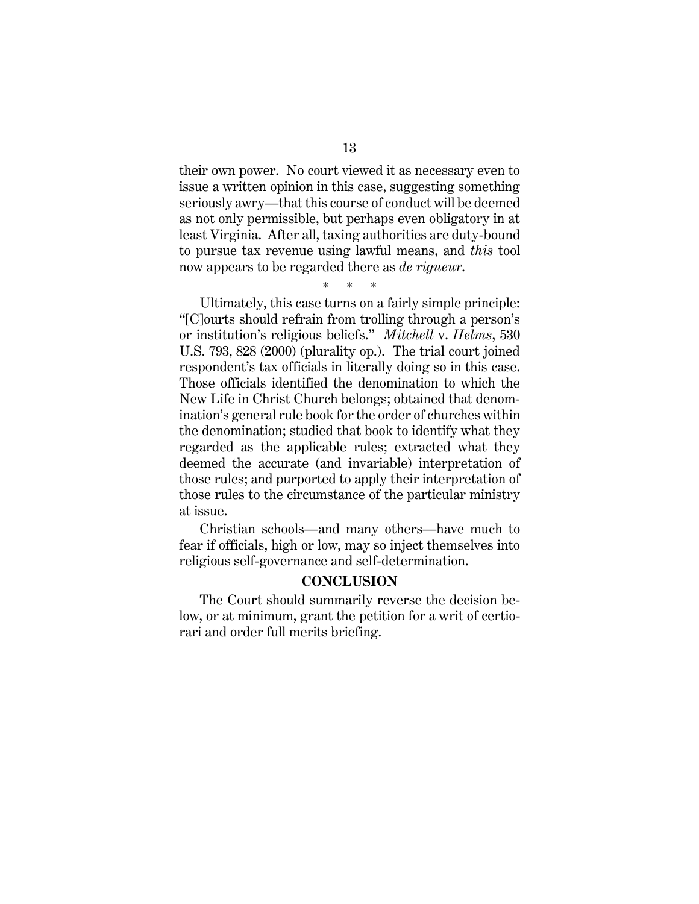their own power. No court viewed it as necessary even to issue a written opinion in this case, suggesting something seriously awry—that this course of conduct will be deemed as not only permissible, but perhaps even obligatory in at least Virginia. After all, taxing authorities are duty-bound to pursue tax revenue using lawful means, and *this* tool now appears to be regarded there as *de rigueur*.

\* \* \*

Ultimately, this case turns on a fairly simple principle: "[C]ourts should refrain from trolling through a person's or institution's religious beliefs." *Mitchell* v. *Helms*, 530 U.S. 793, 828 (2000) (plurality op.). The trial court joined respondent's tax officials in literally doing so in this case. Those officials identified the denomination to which the New Life in Christ Church belongs; obtained that denomination's general rule book for the order of churches within the denomination; studied that book to identify what they regarded as the applicable rules; extracted what they deemed the accurate (and invariable) interpretation of those rules; and purported to apply their interpretation of those rules to the circumstance of the particular ministry at issue.

Christian schools—and many others—have much to fear if officials, high or low, may so inject themselves into religious self-governance and self-determination.

## CONCLUSION

The Court should summarily reverse the decision below, or at minimum, grant the petition for a writ of certiorari and order full merits briefing.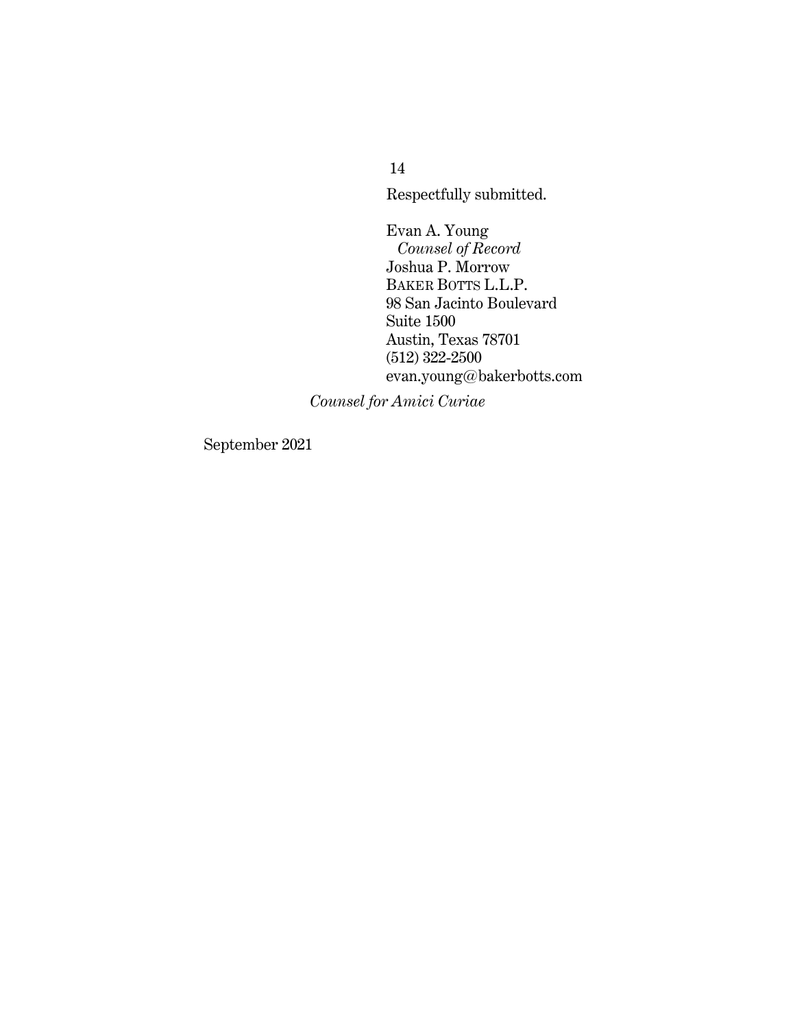Respectfully submitted.

Evan A. Young
*Counsel of Record*
Joshua P. Morrow
BAKER BOTTS L.L.P.
98 San Jacinto Boulevard
Suite 1500
Austin, Texas 78701
(512) 322-2500
evan.young@bakerbotts.com

*Counsel for Amici Curiae*

September 2021